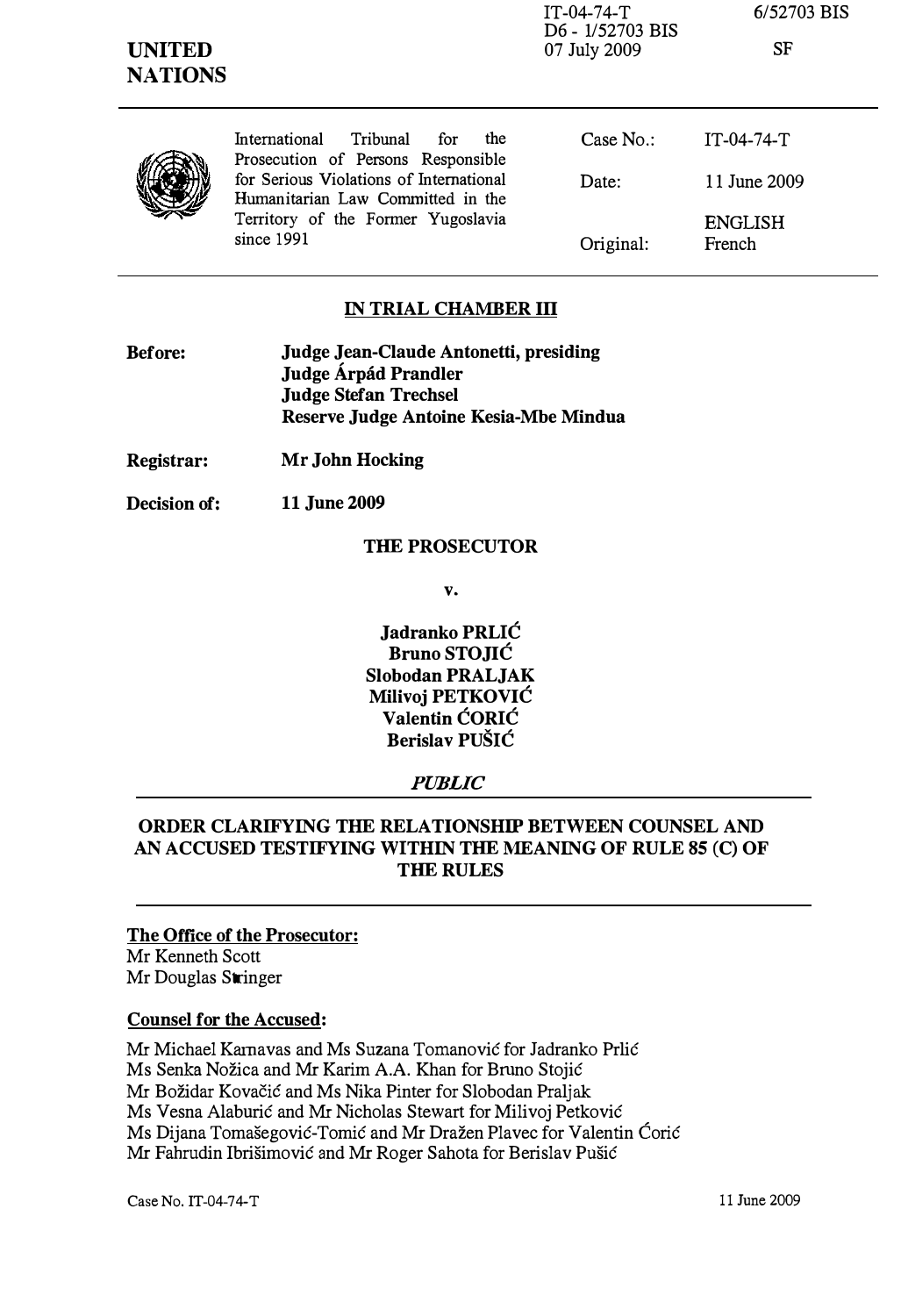IT-04-74-T
D6 - 1/52703 BIS
07 July 2009

6/52703 BIS

SF

**UNITED NATIONS**

International Tribunal for the Prosecution of Persons Responsible for Serious Violations of International Humanitarian Law Committed in the Territory of the Former Yugoslavia since 1991

| | |
|---|---|
| Case No.: | IT-04-74-T |
| Date: | 11 June 2009 |
| Original: | ENGLISH French |

**IN TRIAL CHAMBER III**

**Before:** **Judge Jean-Claude Antonetti, presiding**
**Judge Árpád Prandler**
**Judge Stefan Trechsel**
**Reserve Judge Antoine Kesia-Mbe Mindua**

**Registrar:** **Mr John Hocking**

**Decision of:** **11 June 2009**

**THE PROSECUTOR**

**v.**

**Jadranko PRLIĆ**
**Bruno STOJIĆ**
**Slobodan PRALJAK**
**Milivoj PETKOVIĆ**
**Valentin ĆORIĆ**
**Berislav PUŠIĆ**

***PUBLIC***

**ORDER CLARIFYING THE RELATIONSHIP BETWEEN COUNSEL AND AN ACCUSED TESTIFYING WITHIN THE MEANING OF RULE 85 (C) OF THE RULES**

**The Office of the Prosecutor:**
Mr Kenneth Scott
Mr Douglas Stringer

**Counsel for the Accused:**

Mr Michael Karnavas and Ms Suzana Tomanović for Jadranko Prlić
Ms Senka Nožica and Mr Karim A.A. Khan for Bruno Stojić
Mr Božidar Kovačić and Ms Nika Pinter for Slobodan Praljak
Ms Vesna Alaburić and Mr Nicholas Stewart for Milivoj Petković
Ms Dijana Tomašegović-Tomić and Mr Dražen Plavec for Valentin Ćorić
Mr Fahrudin Ibrišimović and Mr Roger Sahota for Berislav Pušić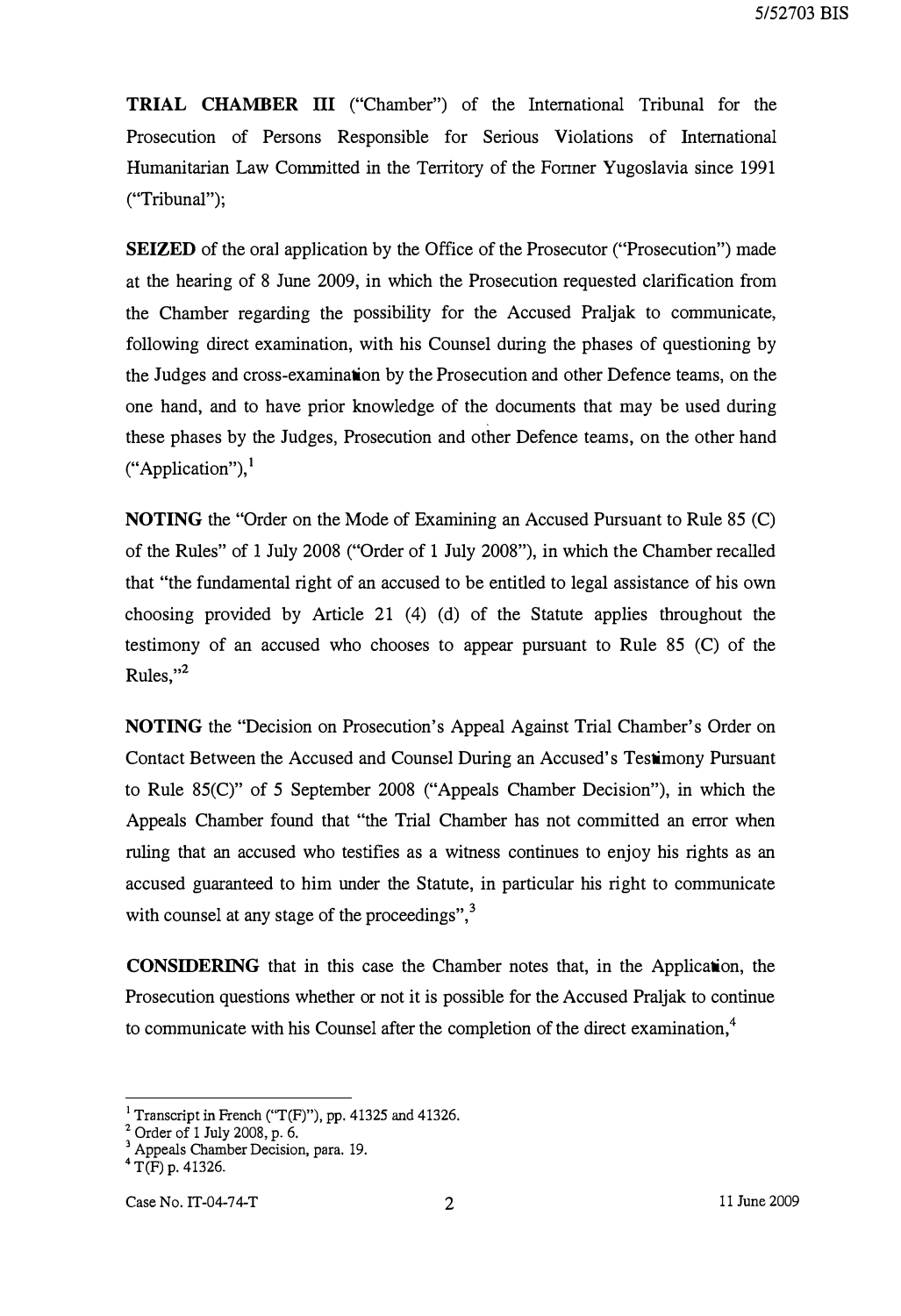**TRIAL CHAMBER III** ("Chamber") of the International Tribunal for the Prosecution of Persons Responsible for Serious Violations of International Humanitarian Law Committed in the Territory of the Former Yugoslavia since 1991 ("Tribunal");

**SEIZED** of the oral application by the Office of the Prosecutor ("Prosecution") made at the hearing of 8 June 2009, in which the Prosecution requested clarification from the Chamber regarding the possibility for the Accused Praljak to communicate, following direct examination, with his Counsel during the phases of questioning by the Judges and cross-examination by the Prosecution and other Defence teams, on the one hand, and to have prior knowledge of the documents that may be used during these phases by the Judges, Prosecution and other Defence teams, on the other hand ("Application"),[1]

**NOTING** the "Order on the Mode of Examining an Accused Pursuant to Rule 85 (C) of the Rules" of 1 July 2008 ("Order of 1 July 2008"), in which the Chamber recalled that "the fundamental right of an accused to be entitled to legal assistance of his own choosing provided by Article 21 (4) (d) of the Statute applies throughout the testimony of an accused who chooses to appear pursuant to Rule 85 (C) of the Rules,"[2]

**NOTING** the "Decision on Prosecution's Appeal Against Trial Chamber's Order on Contact Between the Accused and Counsel During an Accused's Testimony Pursuant to Rule 85(C)" of 5 September 2008 ("Appeals Chamber Decision"), in which the Appeals Chamber found that "the Trial Chamber has not committed an error when ruling that an accused who testifies as a witness continues to enjoy his rights as an accused guaranteed to him under the Statute, in particular his right to communicate with counsel at any stage of the proceedings",[3]

**CONSIDERING** that in this case the Chamber notes that, in the Application, the Prosecution questions whether or not it is possible for the Accused Praljak to continue to communicate with his Counsel after the completion of the direct examination,[4]

---

[1] Transcript in French ("T(F)"), pp. 41325 and 41326.
[2] Order of 1 July 2008, p. 6.
[3] Appeals Chamber Decision, para. 19.
[4] T(F) p. 41326.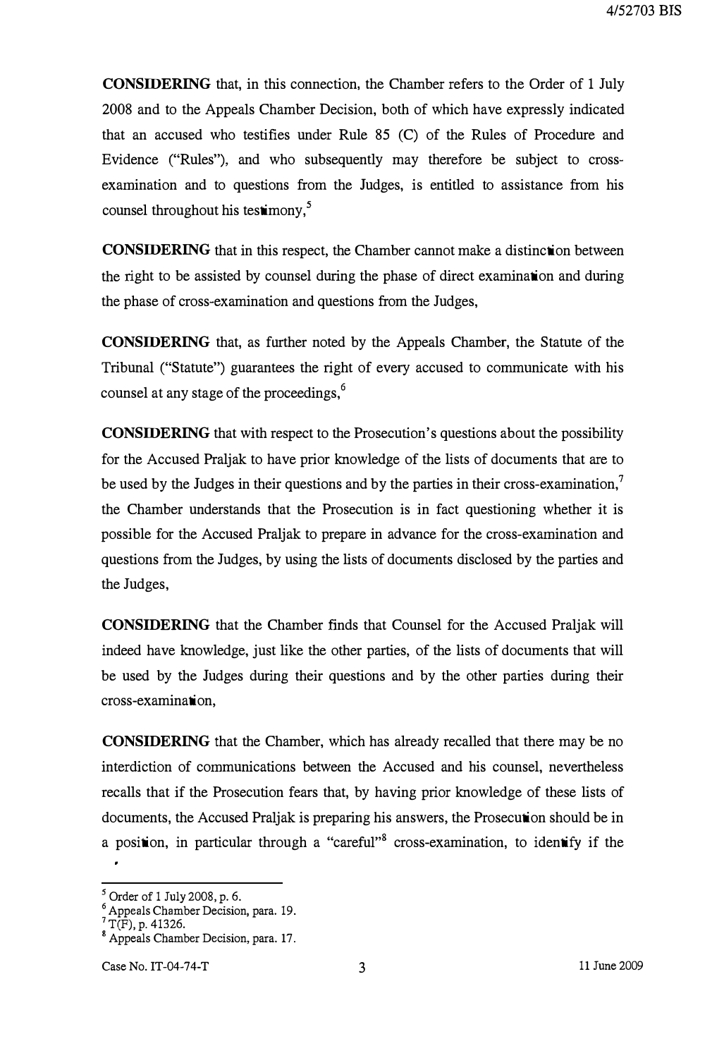**CONSIDERING** that, in this connection, the Chamber refers to the Order of 1 July 2008 and to the Appeals Chamber Decision, both of which have expressly indicated that an accused who testifies under Rule 85 (C) of the Rules of Procedure and Evidence ("Rules"), and who subsequently may therefore be subject to cross-examination and to questions from the Judges, is entitled to assistance from his counsel throughout his testimony,[5]

**CONSIDERING** that in this respect, the Chamber cannot make a distinction between the right to be assisted by counsel during the phase of direct examination and during the phase of cross-examination and questions from the Judges,

**CONSIDERING** that, as further noted by the Appeals Chamber, the Statute of the Tribunal ("Statute") guarantees the right of every accused to communicate with his counsel at any stage of the proceedings,[6]

**CONSIDERING** that with respect to the Prosecution's questions about the possibility for the Accused Praljak to have prior knowledge of the lists of documents that are to be used by the Judges in their questions and by the parties in their cross-examination,[7] the Chamber understands that the Prosecution is in fact questioning whether it is possible for the Accused Praljak to prepare in advance for the cross-examination and questions from the Judges, by using the lists of documents disclosed by the parties and the Judges,

**CONSIDERING** that the Chamber finds that Counsel for the Accused Praljak will indeed have knowledge, just like the other parties, of the lists of documents that will be used by the Judges during their questions and by the other parties during their cross-examination,

**CONSIDERING** that the Chamber, which has already recalled that there may be no interdiction of communications between the Accused and his counsel, nevertheless recalls that if the Prosecution fears that, by having prior knowledge of these lists of documents, the Accused Praljak is preparing his answers, the Prosecution should be in a position, in particular through a "careful"[8] cross-examination, to identify if the

---

[5] Order of 1 July 2008, p. 6.

[6] Appeals Chamber Decision, para. 19.

[7] T(F), p. 41326.

[8] Appeals Chamber Decision, para. 17.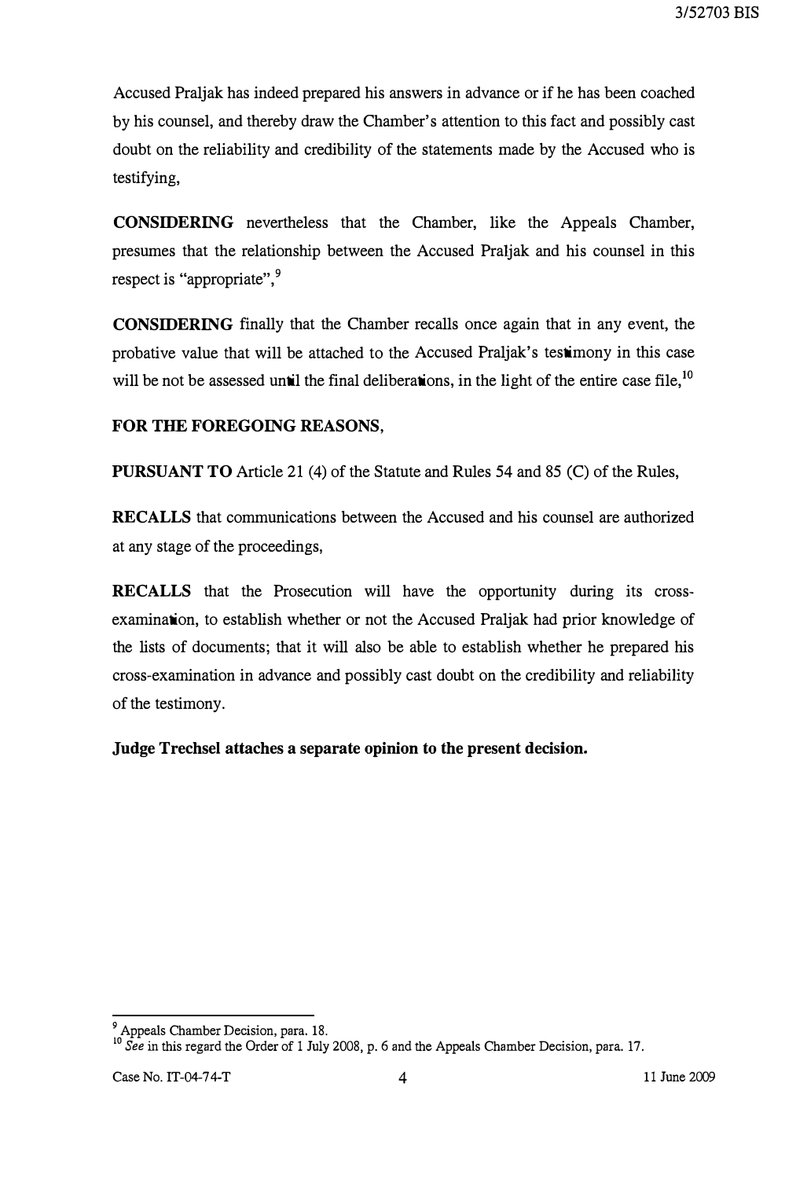Accused Praljak has indeed prepared his answers in advance or if he has been coached by his counsel, and thereby draw the Chamber's attention to this fact and possibly cast doubt on the reliability and credibility of the statements made by the Accused who is testifying,

**CONSIDERING** nevertheless that the Chamber, like the Appeals Chamber, presumes that the relationship between the Accused Praljak and his counsel in this respect is "appropriate",[9]

**CONSIDERING** finally that the Chamber recalls once again that in any event, the probative value that will be attached to the Accused Praljak's testimony in this case will be not be assessed until the final deliberations, in the light of the entire case file,[10]

**FOR THE FOREGOING REASONS,**

**PURSUANT TO** Article 21 (4) of the Statute and Rules 54 and 85 (C) of the Rules,

**RECALLS** that communications between the Accused and his counsel are authorized at any stage of the proceedings,

**RECALLS** that the Prosecution will have the opportunity during its cross-examination, to establish whether or not the Accused Praljak had prior knowledge of the lists of documents; that it will also be able to establish whether he prepared his cross-examination in advance and possibly cast doubt on the credibility and reliability of the testimony.

**Judge Trechsel attaches a separate opinion to the present decision.**

---

[9] Appeals Chamber Decision, para. 18.

[10] *See* in this regard the Order of 1 July 2008, p. 6 and the Appeals Chamber Decision, para. 17.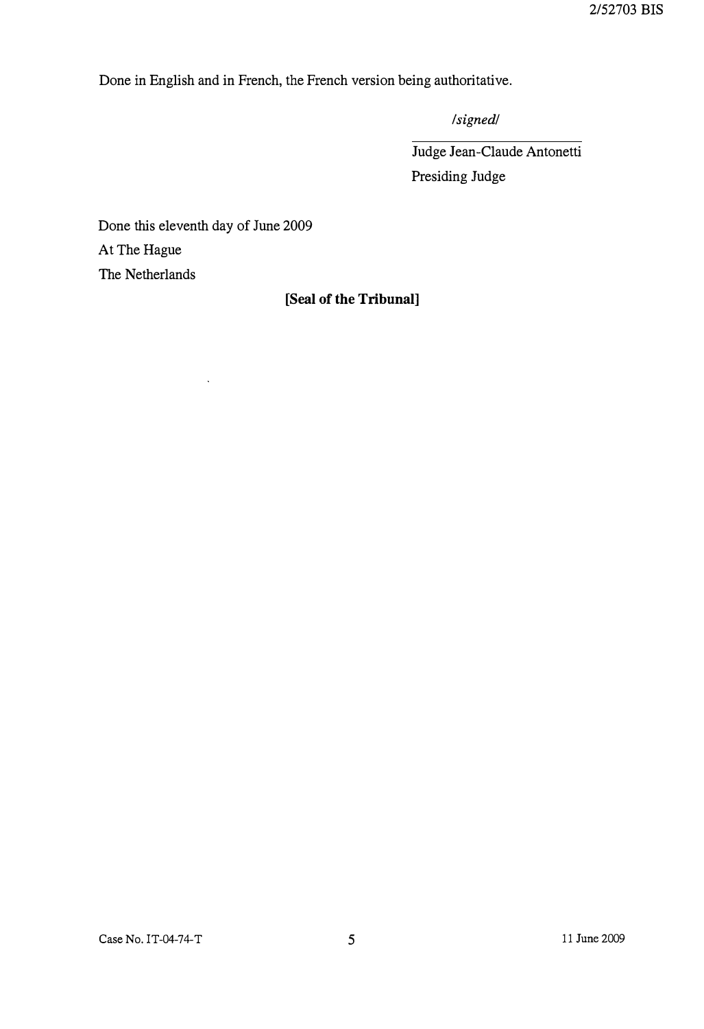Done in English and in French, the French version being authoritative.

*/signed/*

Judge Jean-Claude Antonetti
Presiding Judge

Done this eleventh day of June 2009
At The Hague
The Netherlands

**[Seal of the Tribunal]**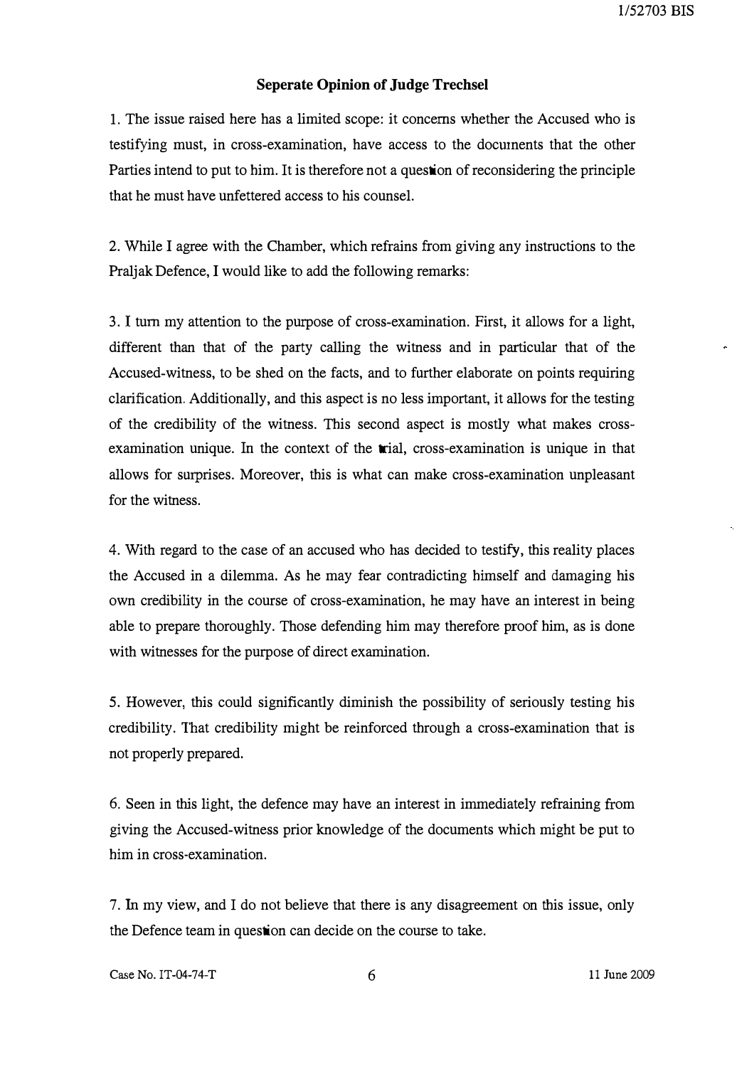**Seperate Opinion of Judge Trechsel**

1. The issue raised here has a limited scope: it concerns whether the Accused who is testifying must, in cross-examination, have access to the documents that the other Parties intend to put to him. It is therefore not a question of reconsidering the principle that he must have unfettered access to his counsel.

2. While I agree with the Chamber, which refrains from giving any instructions to the Praljak Defence, I would like to add the following remarks:

3. I turn my attention to the purpose of cross-examination. First, it allows for a light, different than that of the party calling the witness and in particular that of the Accused-witness, to be shed on the facts, and to further elaborate on points requiring clarification. Additionally, and this aspect is no less important, it allows for the testing of the credibility of the witness. This second aspect is mostly what makes cross-examination unique. In the context of the trial, cross-examination is unique in that allows for surprises. Moreover, this is what can make cross-examination unpleasant for the witness.

4. With regard to the case of an accused who has decided to testify, this reality places the Accused in a dilemma. As he may fear contradicting himself and damaging his own credibility in the course of cross-examination, he may have an interest in being able to prepare thoroughly. Those defending him may therefore proof him, as is done with witnesses for the purpose of direct examination.

5. However, this could significantly diminish the possibility of seriously testing his credibility. That credibility might be reinforced through a cross-examination that is not properly prepared.

6. Seen in this light, the defence may have an interest in immediately refraining from giving the Accused-witness prior knowledge of the documents which might be put to him in cross-examination.

7. In my view, and I do not believe that there is any disagreement on this issue, only the Defence team in question can decide on the course to take.